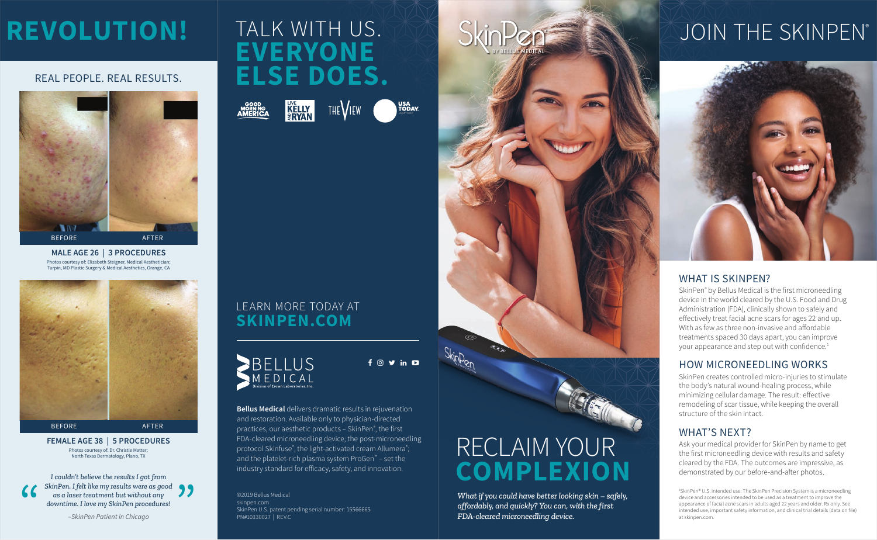# REVOLUTION!

## REAL PEOPLE. REAL RESULTS.

BEFORE | AFTER

**MALE AGE 26 | 3 PROCEDURES**

Photos courtesy of: Elizabeth Steigner, Medical Aesthetician; Turpin, MD Plastic Surgery & Medical Aesthetics, Orange, CA

BEFORE | AFTER

**FEMALE AGE 38 | 5 PROCEDURES**

Photos courtesy of: Dr. Christie Matter; North Texas Dermatology, Plano, TX

*I couldn't believe the results I got from SkinPen. I felt like my results were as good as a laser treatment but without any downtime. I love my SkinPen procedures!*

*–SkinPen Patient in Chicago*

# TALK WITH US. EVERYONE ELSE DOES.

GOOD MORNING AMERICA | LIVE KELLY AND RYAN | THE VIEW | USA TODAY

LEARN MORE TODAY AT **SKINPEN.COM**

BELLUS MEDICAL
Division of Crown Laboratories, Inc.

**Bellus Medical** delivers dramatic results in rejuvenation and restoration. Available only to physician-directed practices, our aesthetic products – SkinPen®, the first FDA-cleared microneedling device; the post-microneedling protocol Skinfuse®; the light-activated cream Allumera®; and the platelet-rich plasma system ProGen™ – set the industry standard for efficacy, safety, and innovation.

©2019 Bellus Medical
skinpen.com
SkinPen U.S. patent pending serial number: 15566665
PN#10330027 | REV.C

SkinPen BY BELLUS MEDICAL

# RECLAIM YOUR COMPLEXION

*What if you could have better looking skin – safely, affordably, and quickly? You can, with the first FDA-cleared microneedling device.*

# JOIN THE SKINPEN®

## WHAT IS SKINPEN?

SkinPen® by Bellus Medical is the first microneedling device in the world cleared by the U.S. Food and Drug Administration (FDA), clinically shown to safely and effectively treat facial acne scars for ages 22 and up. With as few as three non-invasive and affordable treatments spaced 30 days apart, you can improve your appearance and step out with confidence.[1]

## HOW MICRONEEDLING WORKS

SkinPen creates controlled micro-injuries to stimulate the body's natural wound-healing process, while minimizing cellular damage. The result: effective remodeling of scar tissue, while keeping the overall structure of the skin intact.

## WHAT'S NEXT?

Ask your medical provider for SkinPen by name to get the first microneedling device with results and safety cleared by the FDA. The outcomes are impressive, as demonstrated by our before-and-after photos.

[1]SkinPen® U.S. intended use: The SkinPen Precision System is a microneedling device and accessories intended to be used as a treatment to improve the appearance of facial acne scars in adults aged 22 years and older. Rx only. See intended use, important safety information, and clinical trial details (data on file) at skinpen.com.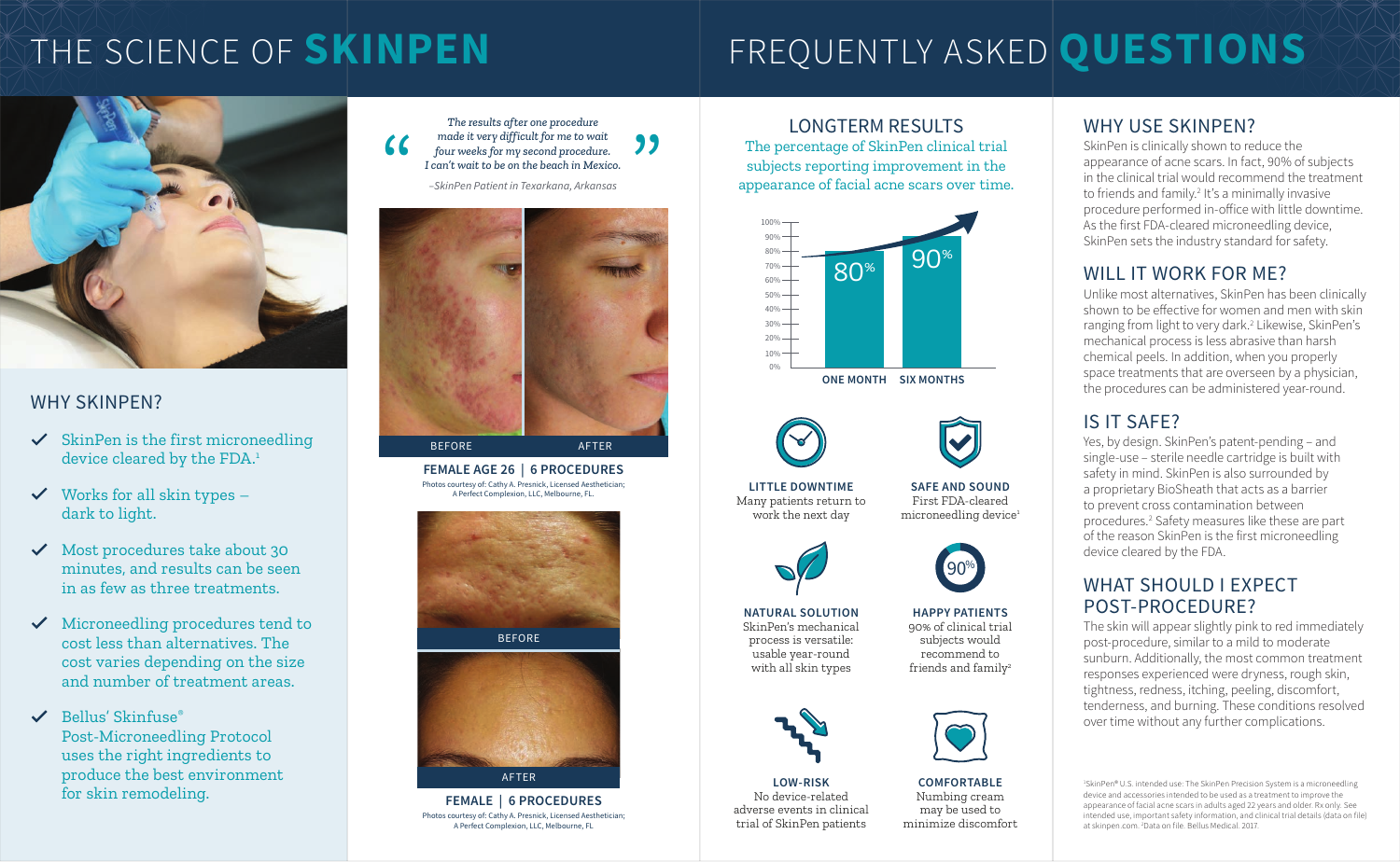# THE SCIENCE OF **SKINPEN**

## WHY SKINPEN?

- SkinPen is the first microneedling device cleared by the FDA.[1]
- Works for all skin types – dark to light.
- Most procedures take about 30 minutes, and results can be seen in as few as three treatments.
- Microneedling procedures tend to cost less than alternatives. The cost varies depending on the size and number of treatment areas.
- Bellus' Skinfuse® Post-Microneedling Protocol uses the right ingredients to produce the best environment for skin remodeling.

> *The results after one procedure made it very difficult for me to wait four weeks for my second procedure. I can't wait to be on the beach in Mexico.*
>
> *–SkinPen Patient in Texarkana, Arkansas*

BEFORE AFTER

**FEMALE AGE 26 | 6 PROCEDURES**

Photos courtesy of: Cathy A. Presnick, Licensed Aesthetician; A Perfect Complexion, LLC, Melbourne, FL.

BEFORE

AFTER

**FEMALE | 6 PROCEDURES**

Photos courtesy of: Cathy A. Presnick, Licensed Aesthetician; A Perfect Complexion, LLC, Melbourne, FL

# FREQUENTLY ASKED **QUESTIONS**

## LONGTERM RESULTS

The percentage of SkinPen clinical trial subjects reporting improvement in the appearance of facial acne scars over time.

100%
90%
80%
70%
60%
50%
40%
30%
20%
10%
0%

80%
90%

ONE MONTH
SIX MONTHS

**LITTLE DOWNTIME**
Many patients return to work the next day

**SAFE AND SOUND**
First FDA-cleared microneedling device[1]

**NATURAL SOLUTION**
SkinPen's mechanical process is versatile: usable year-round with all skin types

**HAPPY PATIENTS**
90%
90% of clinical trial subjects would recommend to friends and family[2]

**LOW-RISK**
No device-related adverse events in clinical trial of SkinPen patients

**COMFORTABLE**
Numbing cream may be used to minimize discomfort

## WHY USE SKINPEN?

SkinPen is clinically shown to reduce the appearance of acne scars. In fact, 90% of subjects in the clinical trial would recommend the treatment to friends and family.[2] It's a minimally invasive procedure performed in-office with little downtime. As the first FDA-cleared microneedling device, SkinPen sets the industry standard for safety.

## WILL IT WORK FOR ME?

Unlike most alternatives, SkinPen has been clinically shown to be effective for women and men with skin ranging from light to very dark.[2] Likewise, SkinPen's mechanical process is less abrasive than harsh chemical peels. In addition, when you properly space treatments that are overseen by a physician, the procedures can be administered year-round.

## IS IT SAFE?

Yes, by design. SkinPen's patent-pending – and single-use – sterile needle cartridge is built with safety in mind. SkinPen is also surrounded by a proprietary BioSheath that acts as a barrier to prevent cross contamination between procedures.[2] Safety measures like these are part of the reason SkinPen is the first microneedling device cleared by the FDA.

## WHAT SHOULD I EXPECT POST-PROCEDURE?

The skin will appear slightly pink to red immediately post-procedure, similar to a mild to moderate sunburn. Additionally, the most common treatment responses experienced were dryness, rough skin, tightness, redness, itching, peeling, discomfort, tenderness, and burning. These conditions resolved over time without any further complications.

[1]SkinPen® U.S. intended use: The SkinPen Precision System is a microneedling device and accessories intended to be used as a treatment to improve the appearance of facial acne scars in adults aged 22 years and older. Rx only. See intended use, important safety information, and clinical trial details (data on file) at skinpen.com. [2]Data on file. Bellus Medical. 2017.